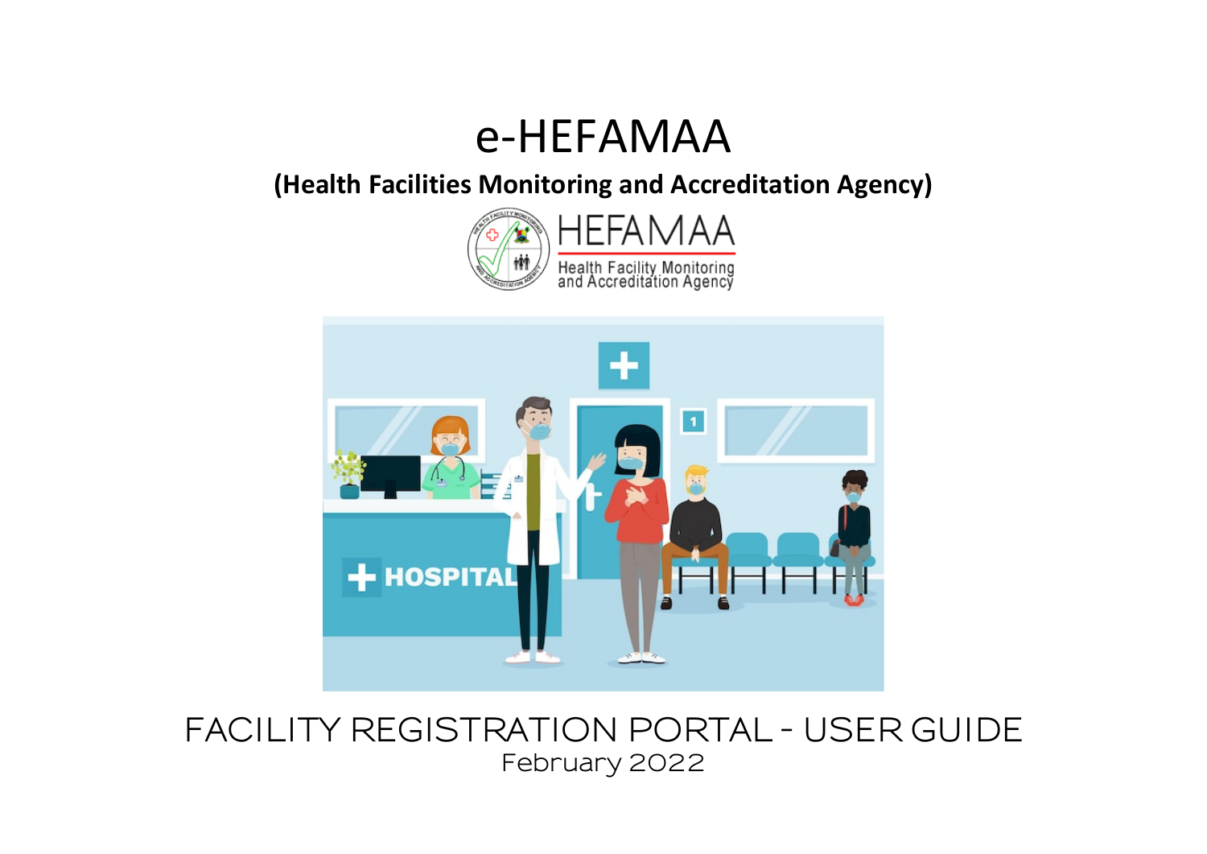# e-HEFAMAA

**(Health Facilities Monitoring and Accreditation Agency)**

HEFAMAA

Health Facility Monitoring and Accreditation Agency

FACILITY REGISTRATION PORTAL - USER GUIDE

February 2022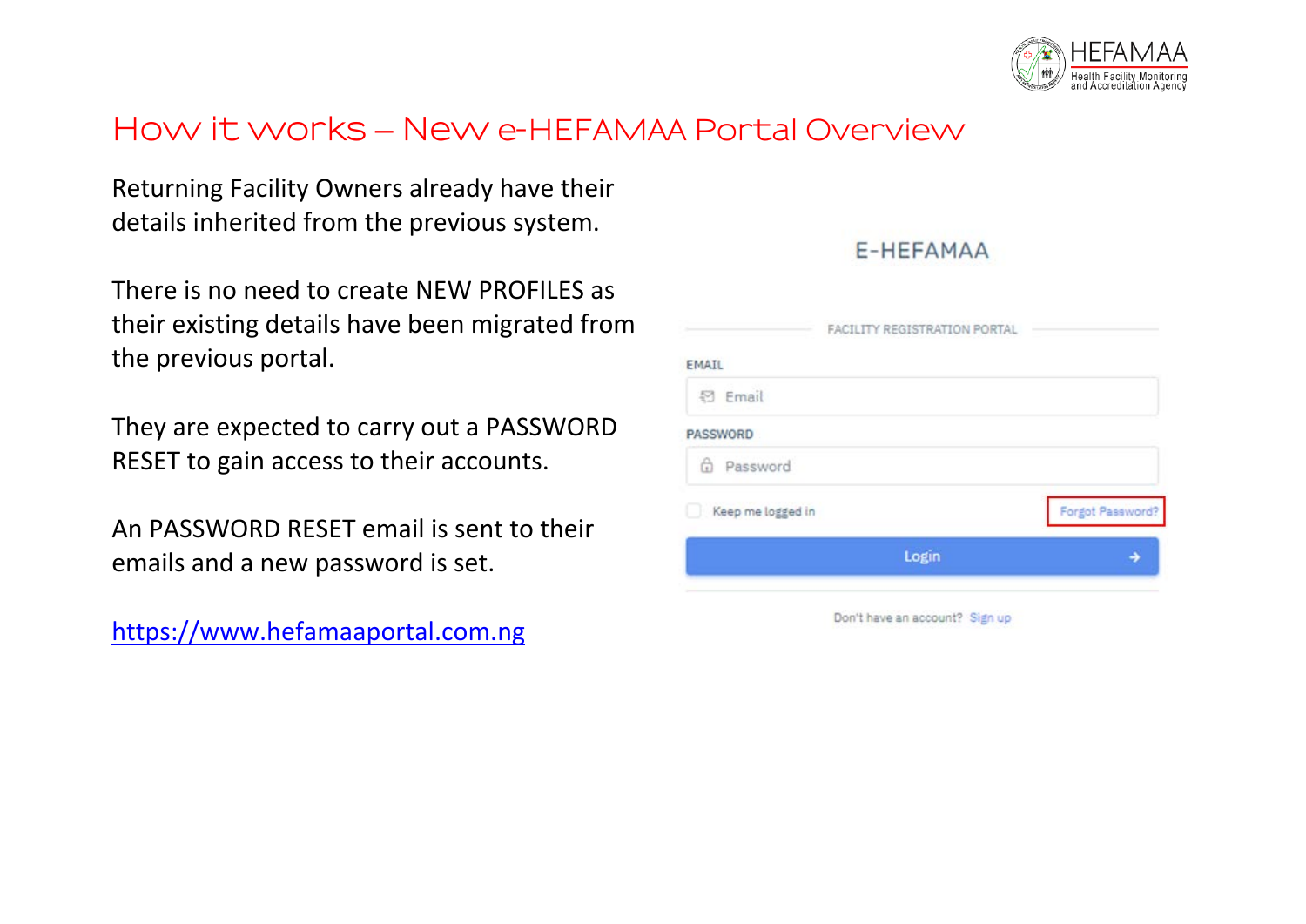# How it works – New e-HEFAMAA Portal Overview

Returning Facility Owners already have their details inherited from the previous system.

There is no need to create NEW PROFILES as their existing details have been migrated from the previous portal.

They are expected to carry out a PASSWORD RESET to gain access to their accounts.

An PASSWORD RESET email is sent to their emails and a new password is set.

https://www.hefamaaportal.com.ng

E-HEFAMAA

FACILITY REGISTRATION PORTAL

EMAIL

Email

PASSWORD

Password

Keep me logged in

Forgot Password?

Login

Don't have an account? Sign up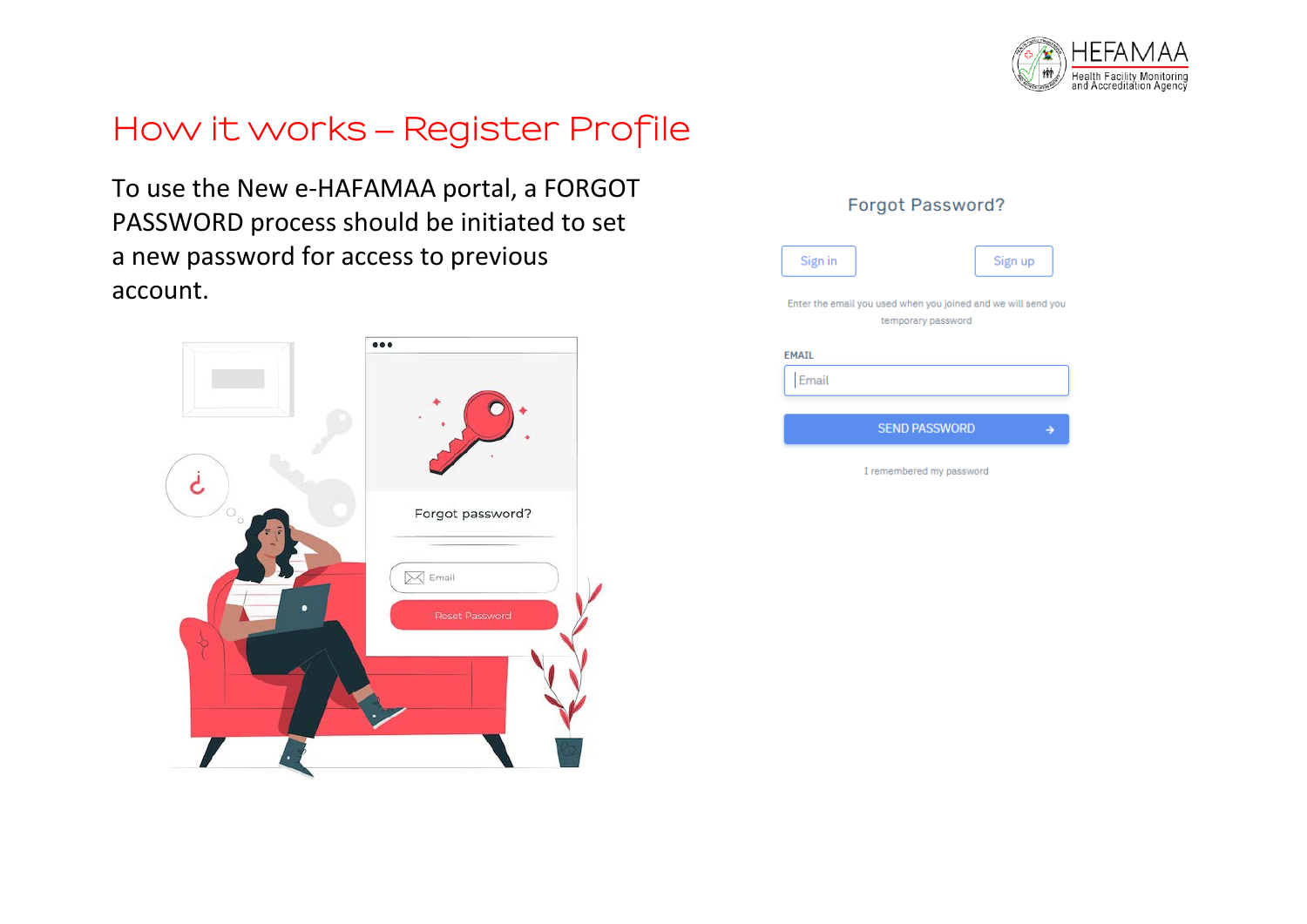# How it works – Register Profile

To use the New e-HAFAMAA portal, a FORGOT PASSWORD process should be initiated to set a new password for access to previous account.

Forgot Password?

Sign in

Sign up

Enter the email you used when you joined and we will send you temporary password

EMAIL

Email

SEND PASSWORD

I remembered my password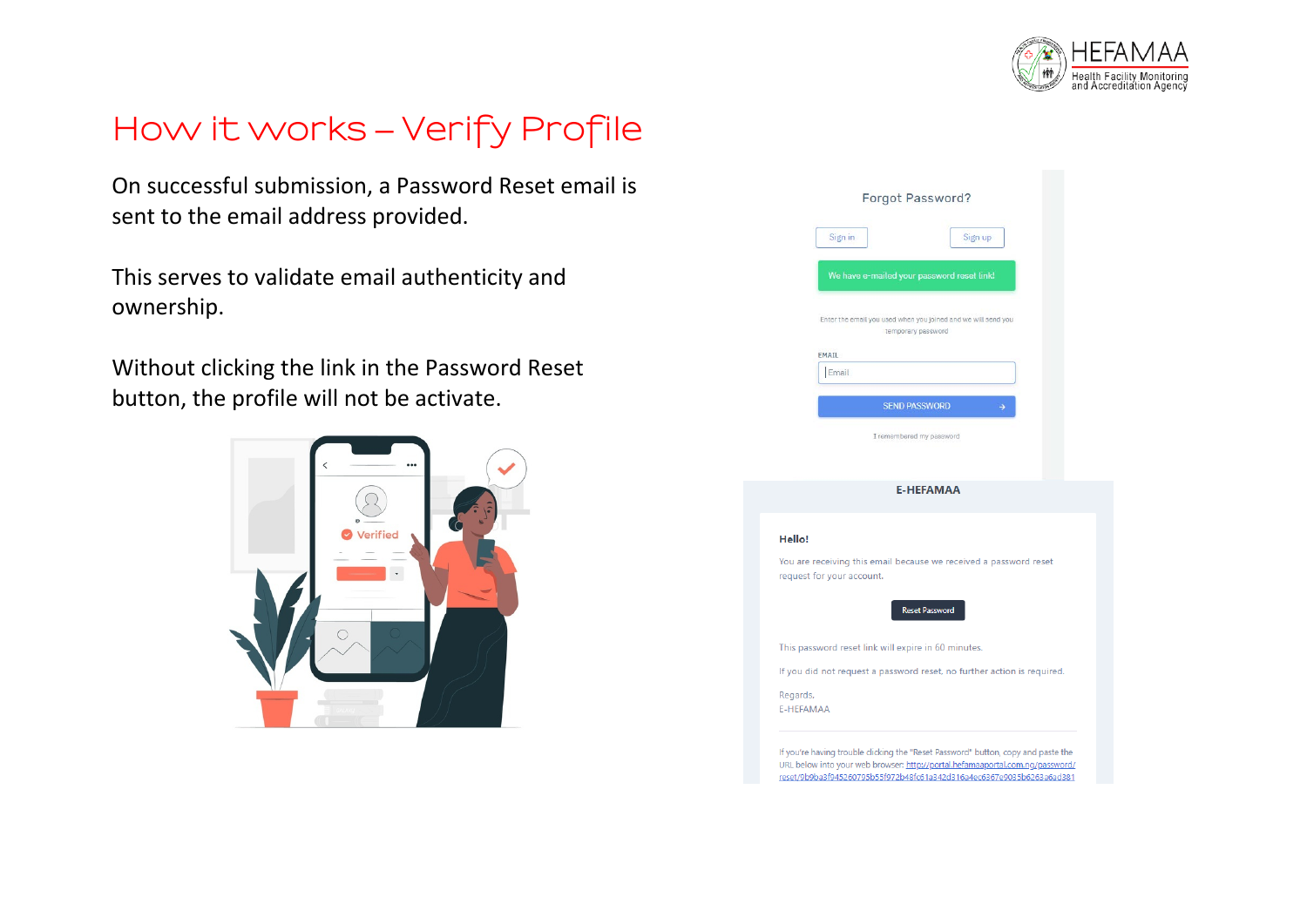# How it works – Verify Profile

On successful submission, a Password Reset email is sent to the email address provided.

This serves to validate email authenticity and ownership.

Without clicking the link in the Password Reset button, the profile will not be activate.

Forgot Password?

Sign in | Sign up

We have e-mailed your password reset link!

Enter the email you used when you joined and we will send you temporary password

EMAIL

Email

SEND PASSWORD

I remembered my password

**E-HEFAMAA**

**Hello!**

You are receiving this email because we received a password reset request for your account.

Reset Password

This password reset link will expire in 60 minutes.

If you did not request a password reset, no further action is required.

Regards,
E-HEFAMAA

If you're having trouble clicking the "Reset Password" button, copy and paste the URL below into your web browser: http://portal.hefamaaportal.com.ng/password/reset/9b9ba3f945260795b55f972b48fc61a342d316a4ec6367e9035b6263a6ad381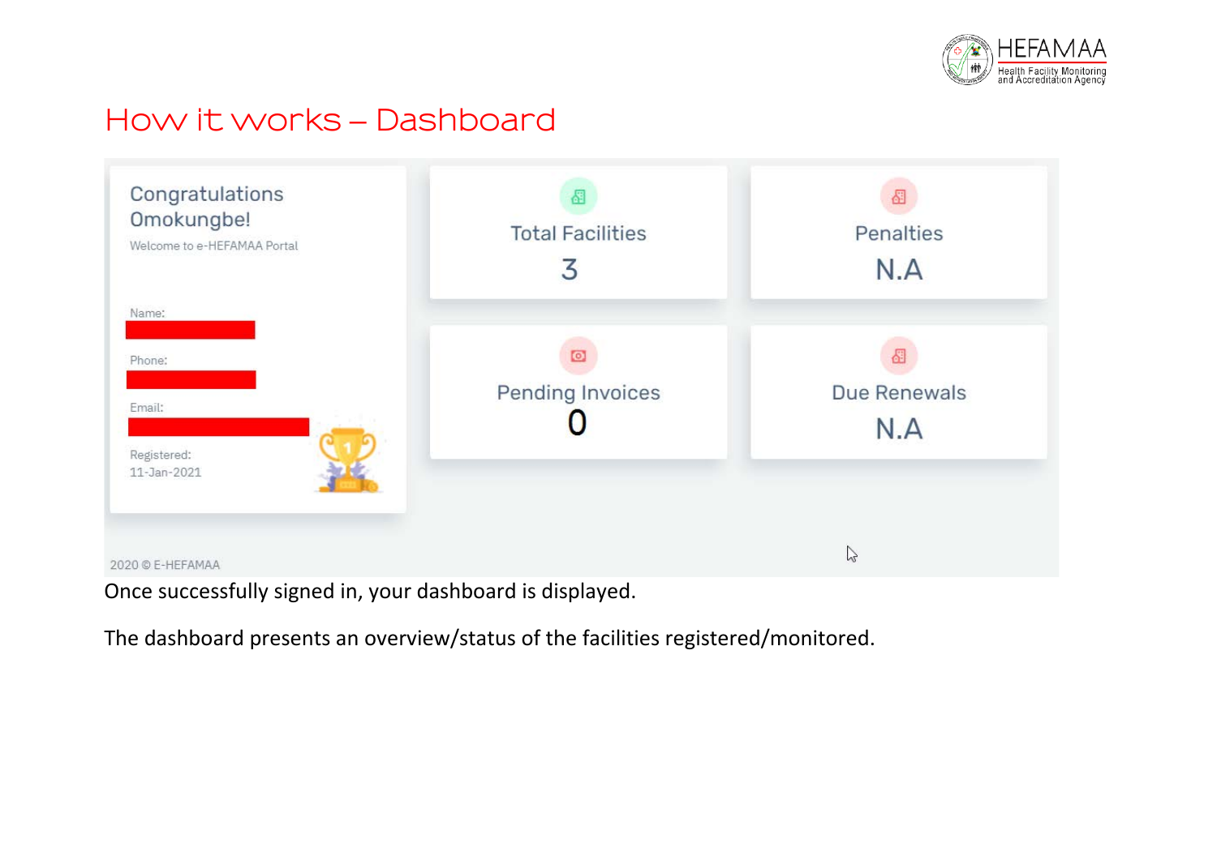## How it works – Dashboard

Congratulations Omokungbe!

Welcome to e-HEFAMAA Portal

Name:

Phone:

Email:

Registered:
11-Jan-2021

| Total Facilities | Penalties |
| --- | --- |
| 3 | N.A |

| Pending Invoices | Due Renewals |
| --- | --- |
| 0 | N.A |

2020 © E-HEFAMAA

Once successfully signed in, your dashboard is displayed.

The dashboard presents an overview/status of the facilities registered/monitored.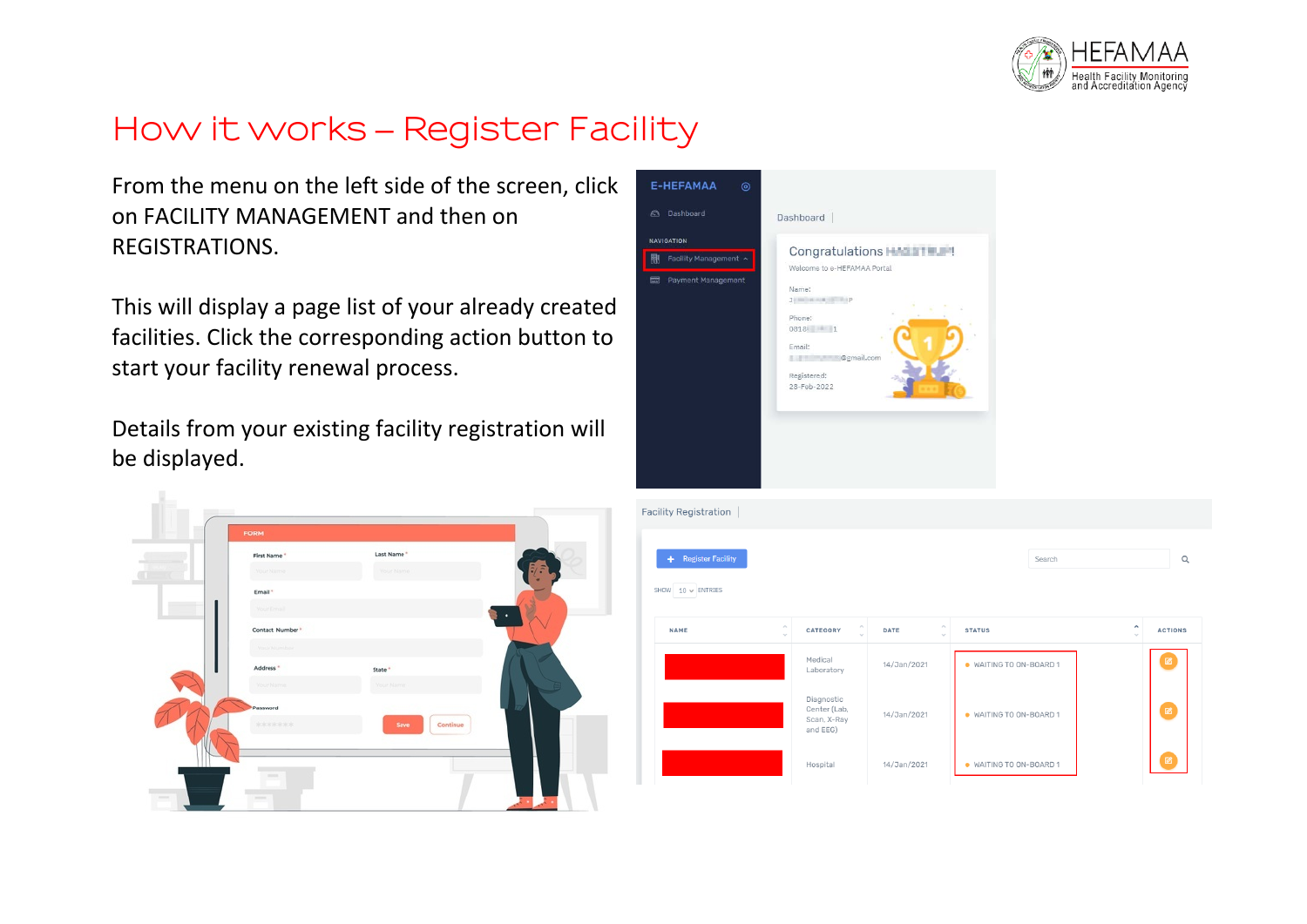# How it works – Register Facility

From the menu on the left side of the screen, click on FACILITY MANAGEMENT and then on REGISTRATIONS.

This will display a page list of your already created facilities. Click the corresponding action button to start your facility renewal process.

Details from your existing facility registration will be displayed.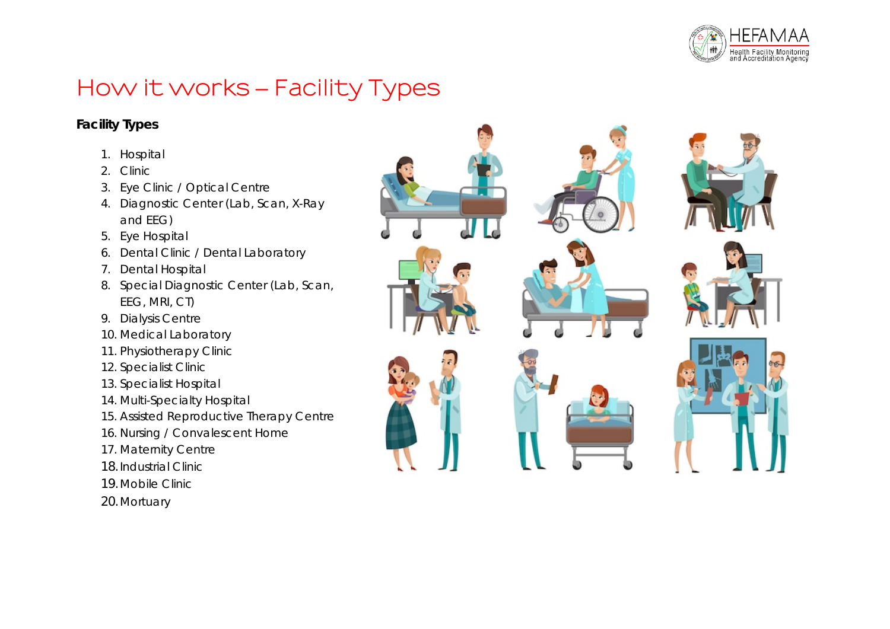# How it works – Facility Types

**Facility Types**

1. Hospital
2. Clinic
3. Eye Clinic / Optical Centre
4. Diagnostic Center (Lab, Scan, X-Ray and EEG)
5. Eye Hospital
6. Dental Clinic / Dental Laboratory
7. Dental Hospital
8. Special Diagnostic Center (Lab, Scan, EEG, MRI, CT)
9. Dialysis Centre
10. Medical Laboratory
11. Physiotherapy Clinic
12. Specialist Clinic
13. Specialist Hospital
14. Multi-Specialty Hospital
15. Assisted Reproductive Therapy Centre
16. Nursing / Convalescent Home
17. Maternity Centre
18. Industrial Clinic
19. Mobile Clinic
20. Mortuary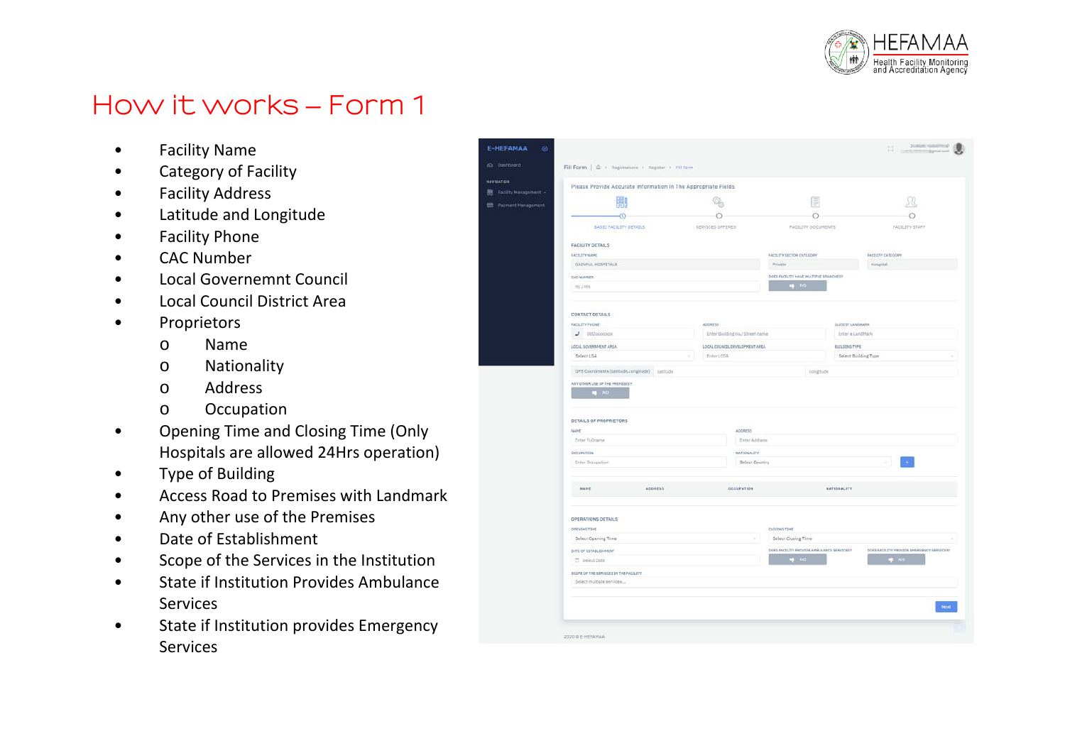# How it works – Form 1

- Facility Name
- Category of Facility
- Facility Address
- Latitude and Longitude
- Facility Phone
- CAC Number
- Local Governemnt Council
- Local Council District Area
- Proprietors
  - Name
  - Nationality
  - Address
  - Occupation
- Opening Time and Closing Time (Only Hospitals are allowed 24Hrs operation)
- Type of Building
- Access Road to Premises with Landmark
- Any other use of the Premises
- Date of Establishment
- Scope of the Services in the Institution
- State if Institution Provides Ambulance Services
- State if Institution provides Emergency Services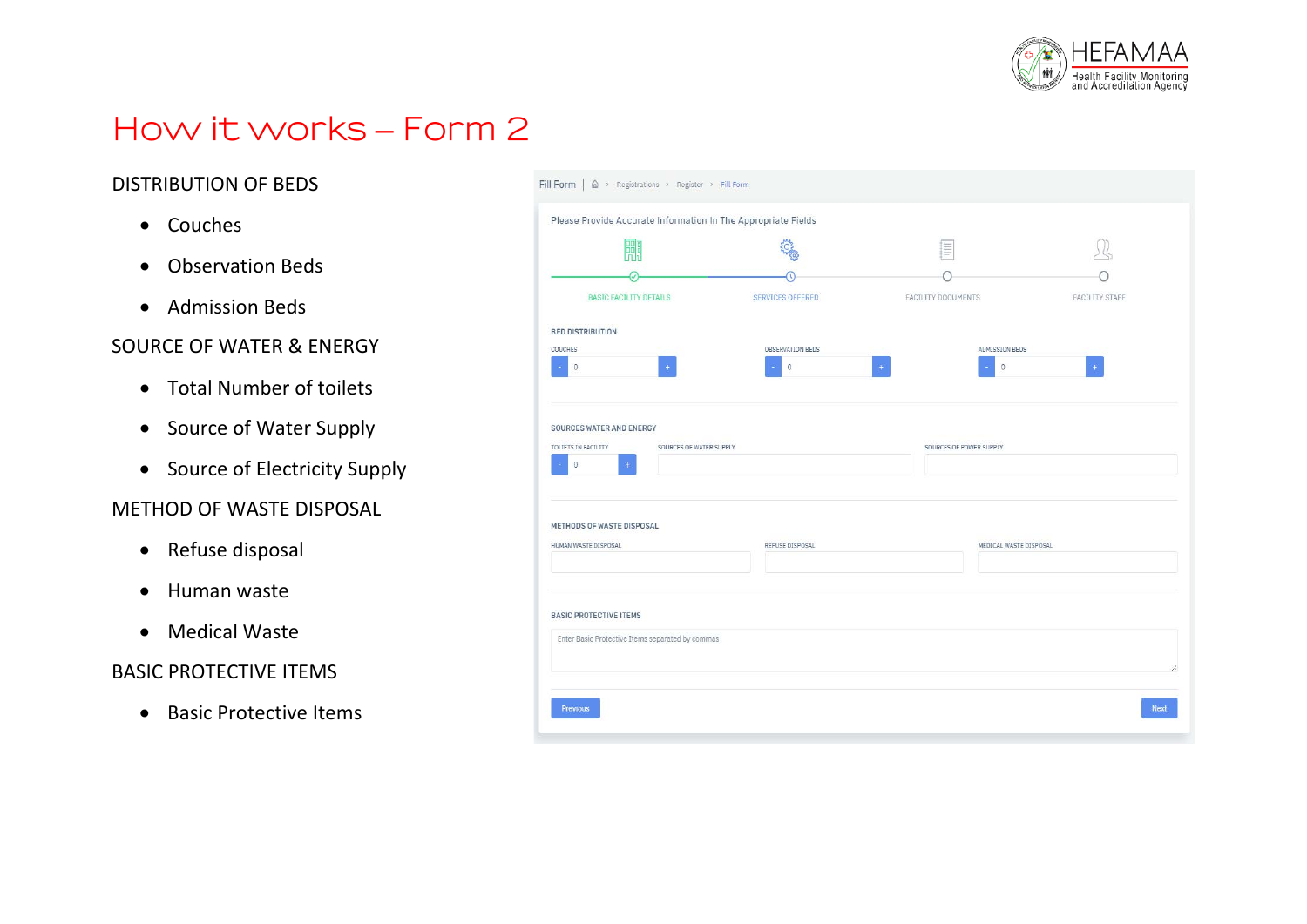# How it works – Form 2

DISTRIBUTION OF BEDS

- Couches
- Observation Beds
- Admission Beds

SOURCE OF WATER & ENERGY

- Total Number of toilets
- Source of Water Supply
- Source of Electricity Supply

METHOD OF WASTE DISPOSAL

- Refuse disposal
- Human waste
- Medical Waste

BASIC PROTECTIVE ITEMS

- Basic Protective Items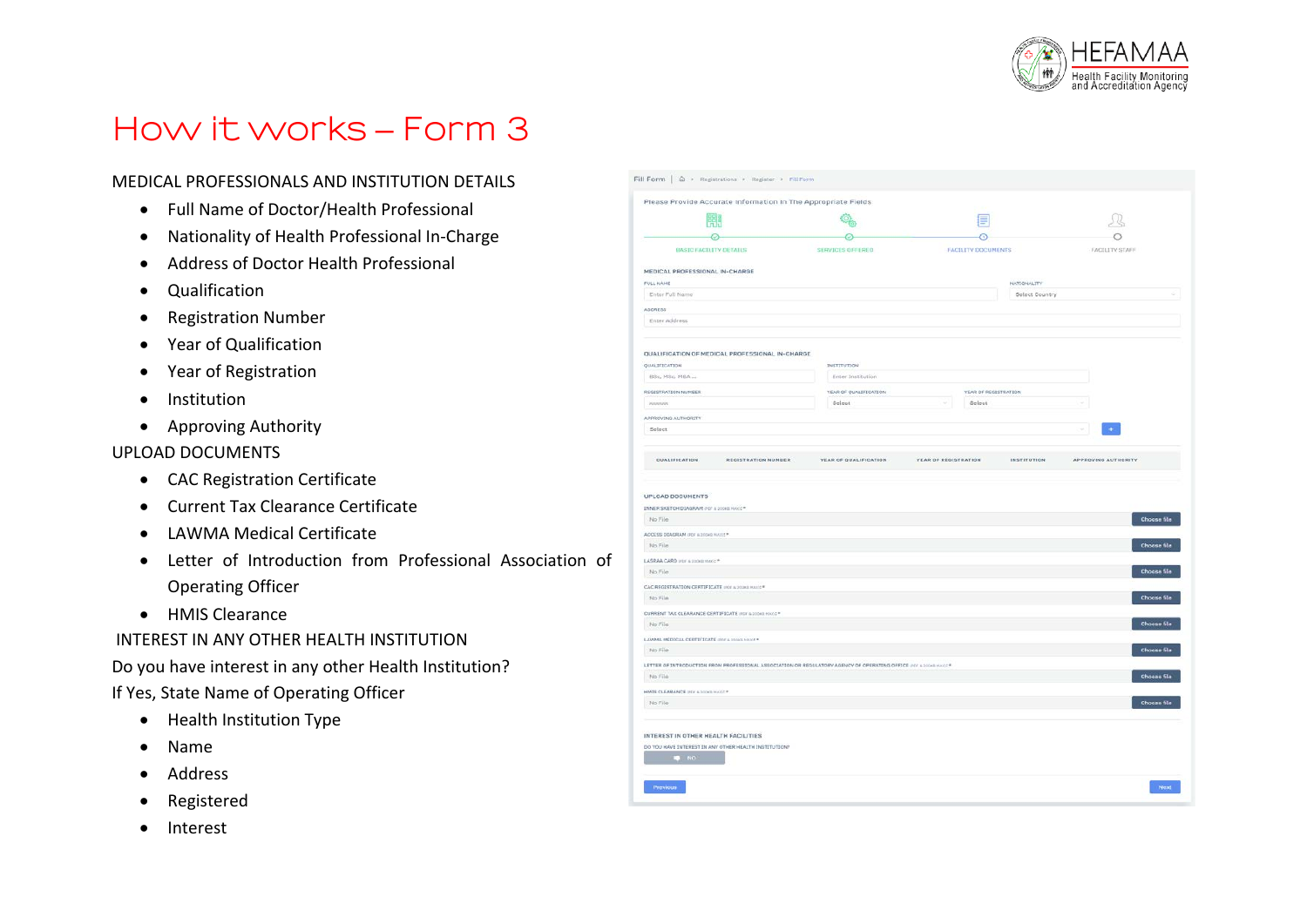# How it works – Form 3

MEDICAL PROFESSIONALS AND INSTITUTION DETAILS

- Full Name of Doctor/Health Professional
- Nationality of Health Professional In-Charge
- Address of Doctor Health Professional
- Qualification
- Registration Number
- Year of Qualification
- Year of Registration
- Institution
- Approving Authority

UPLOAD DOCUMENTS

- CAC Registration Certificate
- Current Tax Clearance Certificate
- LAWMA Medical Certificate
- Letter of Introduction from Professional Association of Operating Officer
- HMIS Clearance

INTEREST IN ANY OTHER HEALTH INSTITUTION

Do you have interest in any other Health Institution?

If Yes, State Name of Operating Officer

- Health Institution Type
- Name
- Address
- Registered
- Interest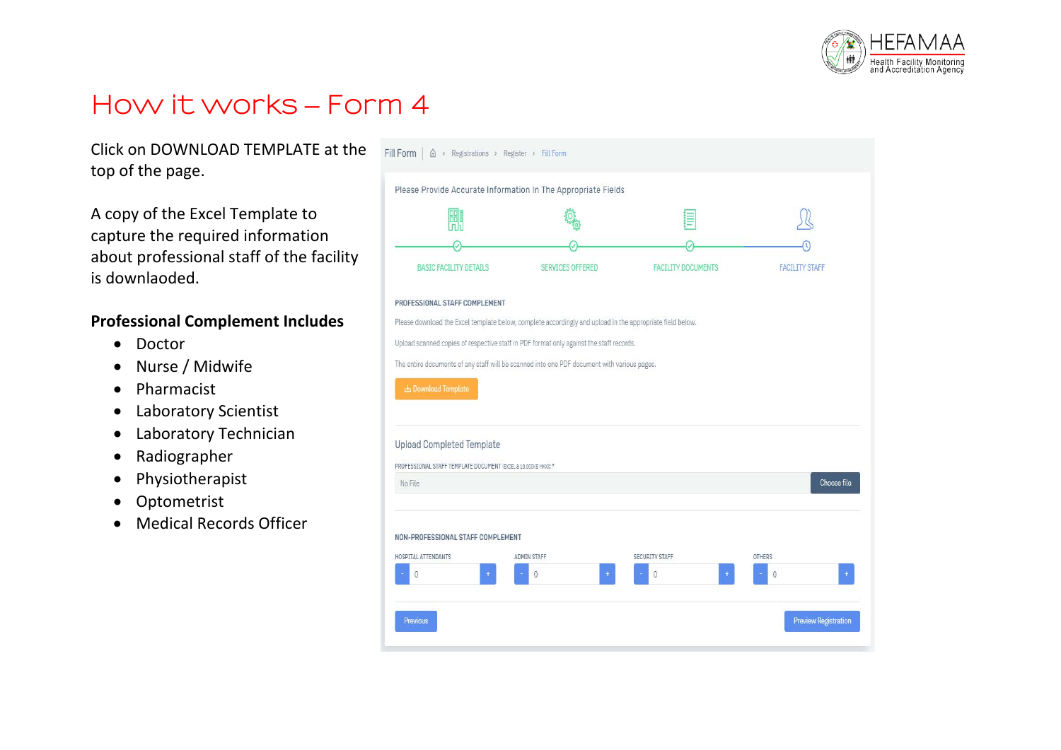# How it works – Form 4

Click on DOWNLOAD TEMPLATE at the top of the page.

A copy of the Excel Template to capture the required information about professional staff of the facility is downloaded.

**Professional Complement Includes**

- Doctor
- Nurse / Midwife
- Pharmacist
- Laboratory Scientist
- Laboratory Technician
- Radiographer
- Physiotherapist
- Optometrist
- Medical Records Officer

Fill Form | Registrations › Register › Fill Form

Please Provide Accurate Information In The Appropriate Fields

BASIC FACILITY DETAILS | SERVICES OFFERED | FACILITY DOCUMENTS | FACILITY STAFF

PROFESSIONAL STAFF COMPLEMENT

Please download the Excel template below, complete accordingly and upload in the appropriate field below.

Upload scanned copies of respective staff in PDF format only against the staff records.

The entire documents of any staff will be scanned into one PDF document with various pages.

Download Template

Upload Completed Template

PROFESSIONAL STAFF TEMPLATE DOCUMENT (EXCEL & 10,000KB MAX) *

No File | Choose file

NON-PROFESSIONAL STAFF COMPLEMENT

HOSPITAL ATTENDANTS: 0 | ADMIN STAFF: 0 | SECURITY STAFF: 0 | OTHERS: 0

Previous | Preview Registration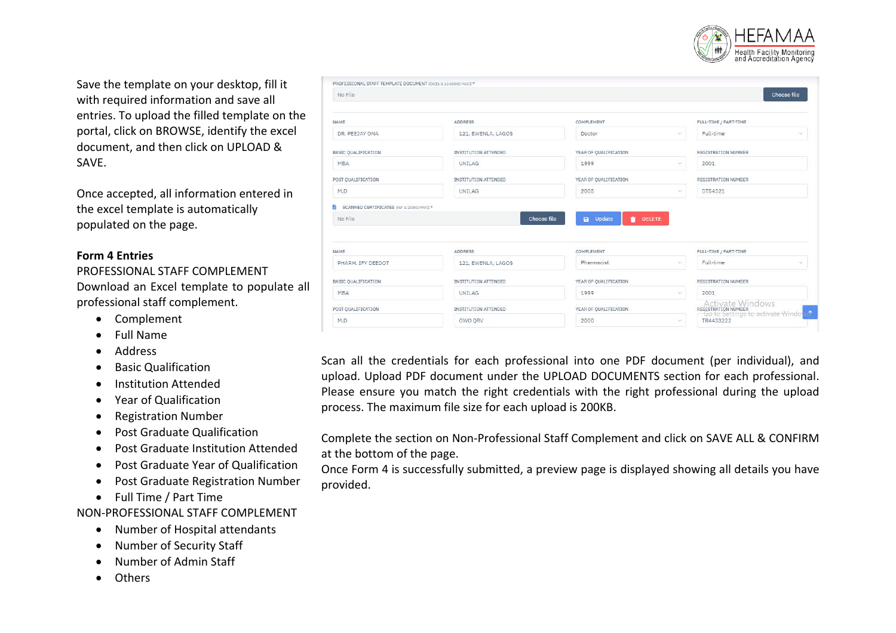Save the template on your desktop, fill it with required information and save all entries. To upload the filled template on the portal, click on BROWSE, identify the excel document, and then click on UPLOAD & SAVE.

Once accepted, all information entered in the excel template is automatically populated on the page.

**Form 4 Entries**

PROFESSIONAL STAFF COMPLEMENT

Download an Excel template to populate all professional staff complement.

- Complement
- Full Name
- Address
- Basic Qualification
- Institution Attended
- Year of Qualification
- Registration Number
- Post Graduate Qualification
- Post Graduate Institution Attended
- Post Graduate Year of Qualification
- Post Graduate Registration Number
- Full Time / Part Time

NON-PROFESSIONAL STAFF COMPLEMENT

- Number of Hospital attendants
- Number of Security Staff
- Number of Admin Staff
- Others

Scan all the credentials for each professional into one PDF document (per individual), and upload. Upload PDF document under the UPLOAD DOCUMENTS section for each professional. Please ensure you match the right credentials with the right professional during the upload process. The maximum file size for each upload is 200KB.

Complete the section on Non-Professional Staff Complement and click on SAVE ALL & CONFIRM at the bottom of the page.

Once Form 4 is successfully submitted, a preview page is displayed showing all details you have provided.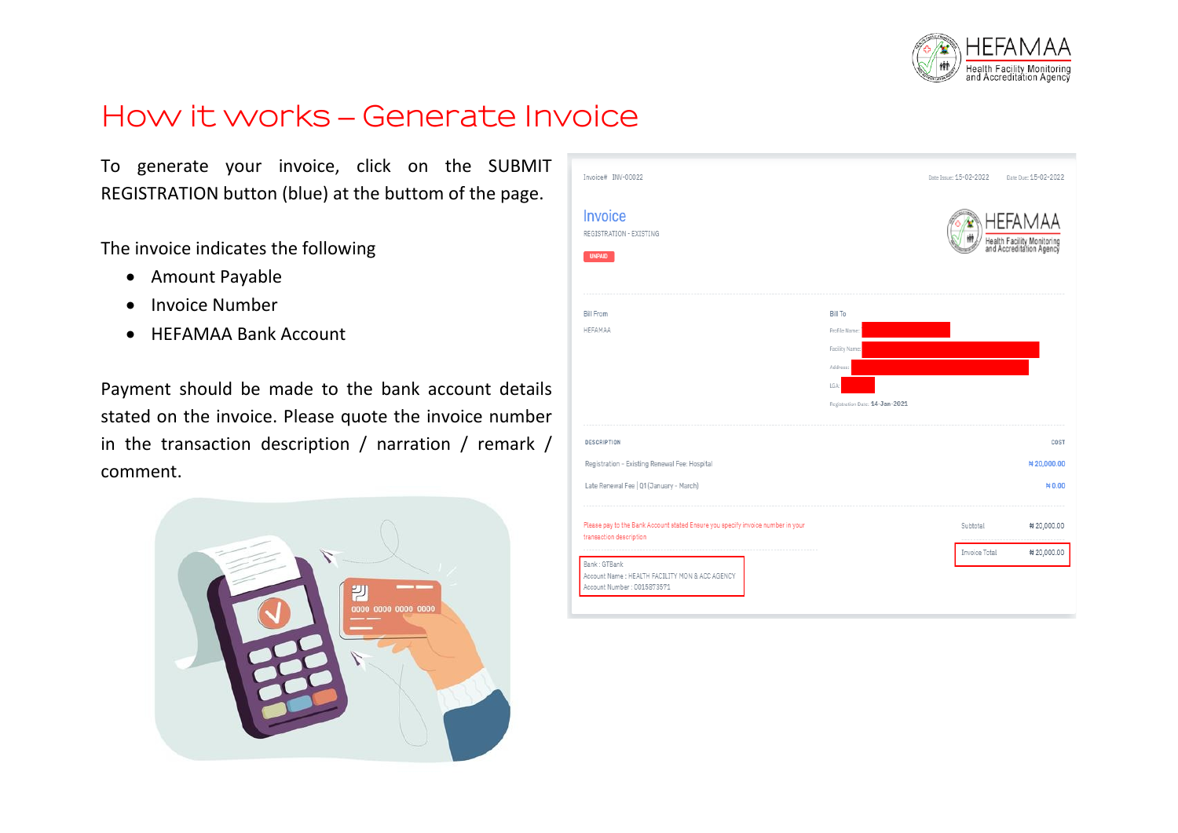# How it works – Generate Invoice

To generate your invoice, click on the SUBMIT REGISTRATION button (blue) at the buttom of the page.

The invoice indicates the following

- Amount Payable
- Invoice Number
- HEFAMAA Bank Account

Payment should be made to the bank account details stated on the invoice. Please quote the invoice number in the transaction description / narration / remark / comment.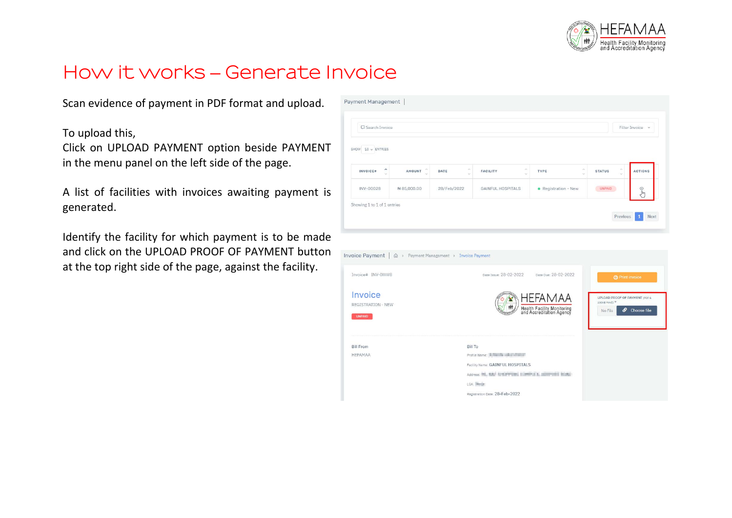# How it works – Generate Invoice

Scan evidence of payment in PDF format and upload.

To upload this,
Click on UPLOAD PAYMENT option beside PAYMENT in the menu panel on the left side of the page.

A list of facilities with invoices awaiting payment is generated.

Identify the facility for which payment is to be made and click on the UPLOAD PROOF OF PAYMENT button at the top right side of the page, against the facility.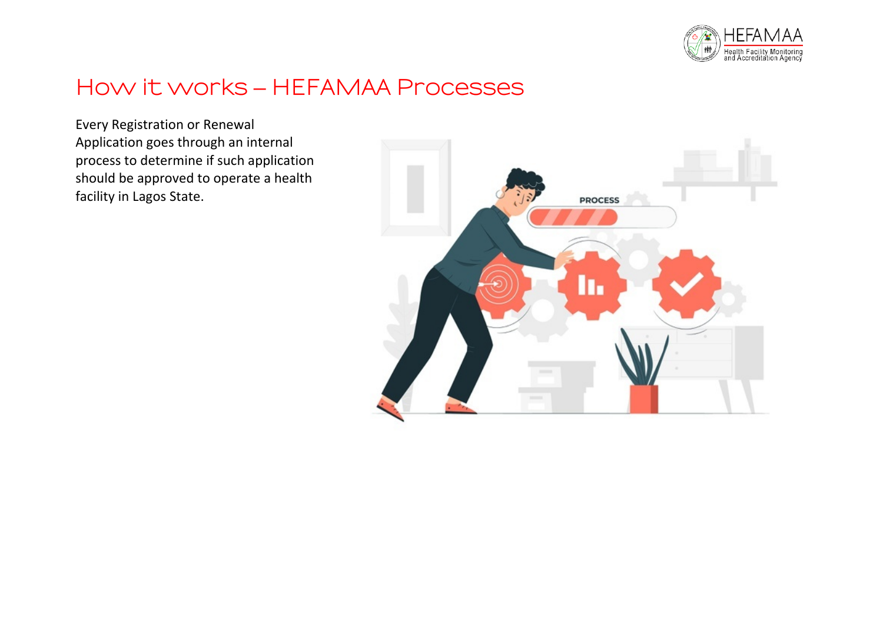# How it works – HEFAMAA Processes

Every Registration or Renewal Application goes through an internal process to determine if such application should be approved to operate a health facility in Lagos State.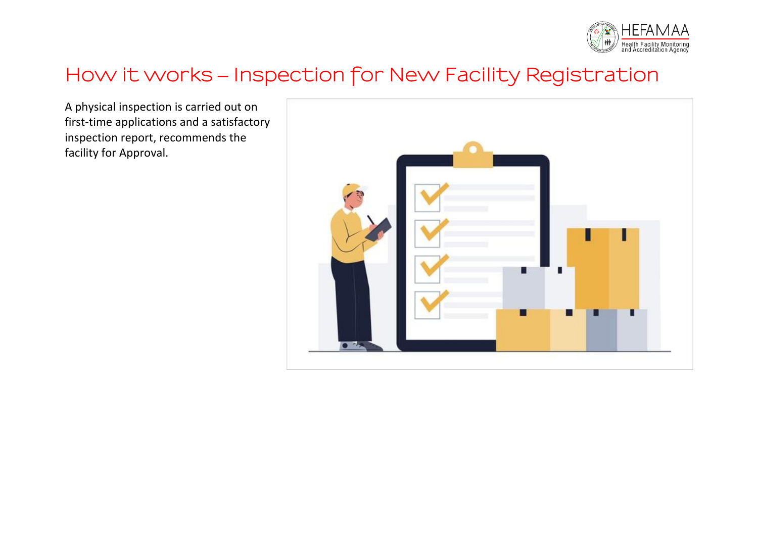# How it works – Inspection for New Facility Registration

A physical inspection is carried out on first-time applications and a satisfactory inspection report, recommends the facility for Approval.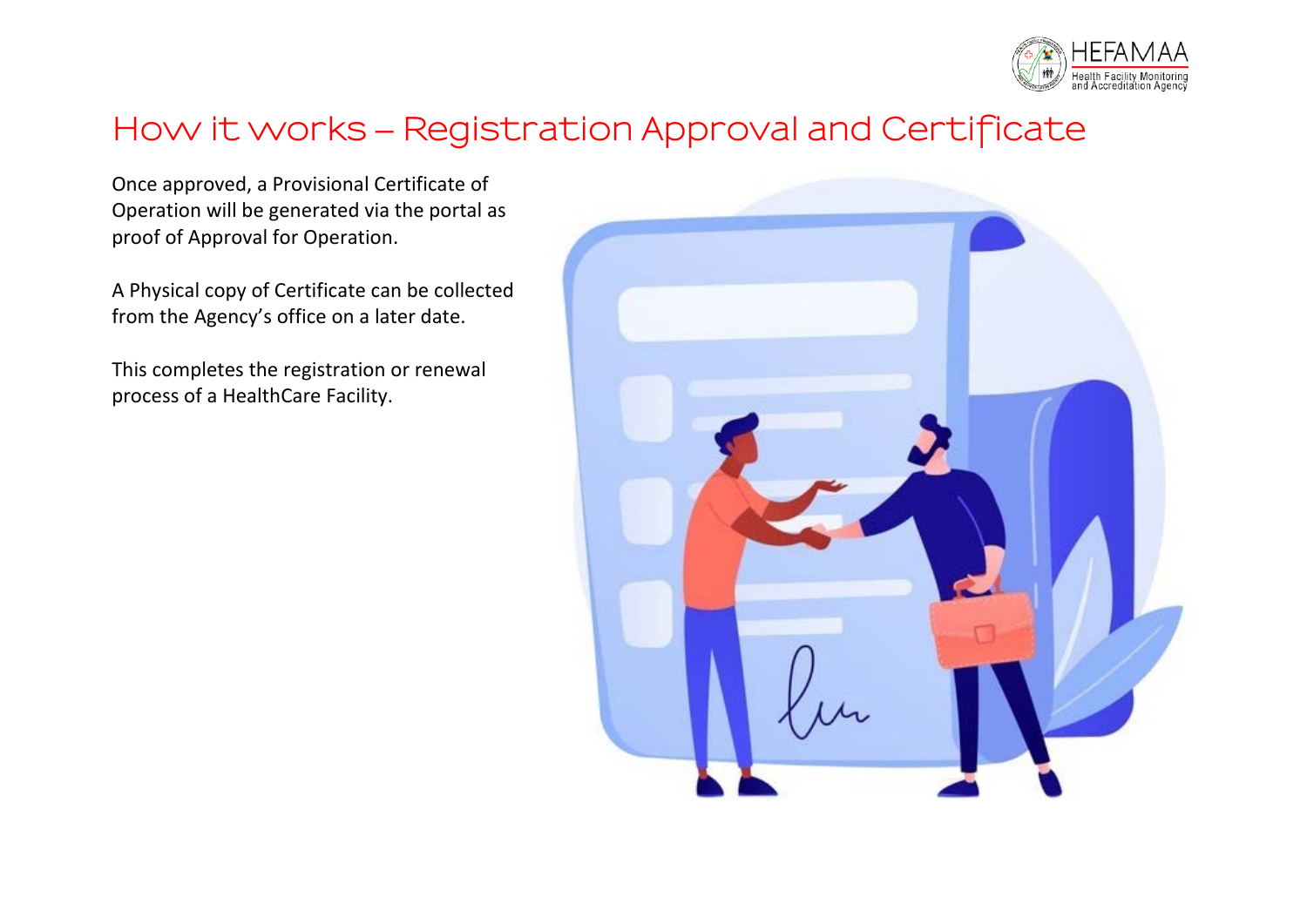# How it works – Registration Approval and Certificate

Once approved, a Provisional Certificate of Operation will be generated via the portal as proof of Approval for Operation.

A Physical copy of Certificate can be collected from the Agency's office on a later date.

This completes the registration or renewal process of a HealthCare Facility.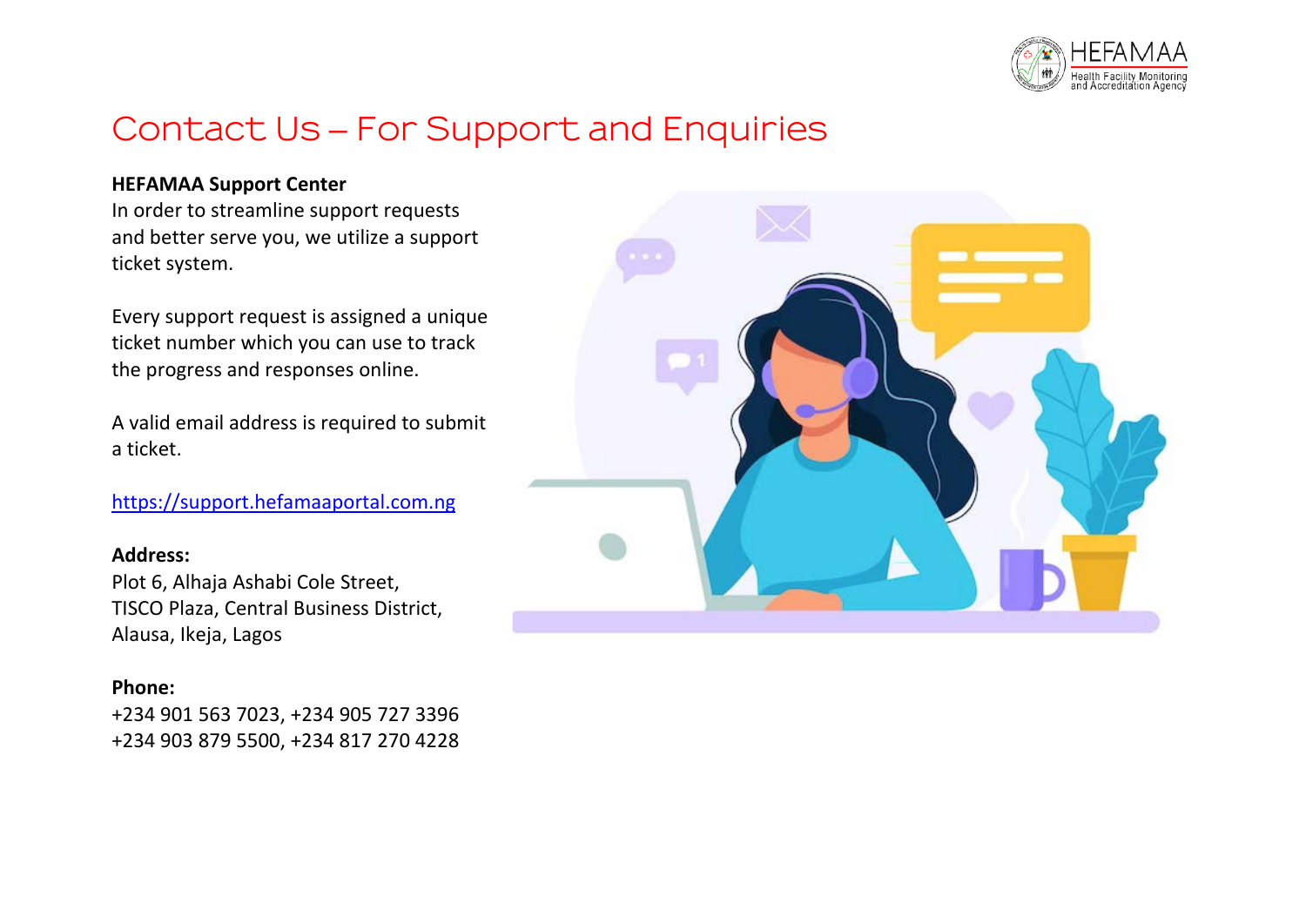# Contact Us – For Support and Enquiries

**HEFAMAA Support Center**

In order to streamline support requests and better serve you, we utilize a support ticket system.

Every support request is assigned a unique ticket number which you can use to track the progress and responses online.

A valid email address is required to submit a ticket.

https://support.hefamaaportal.com.ng

**Address:**

Plot 6, Alhaja Ashabi Cole Street,
TISCO Plaza, Central Business District,
Alausa, Ikeja, Lagos

**Phone:**

+234 901 563 7023, +234 905 727 3396
+234 903 879 5500, +234 817 270 4228